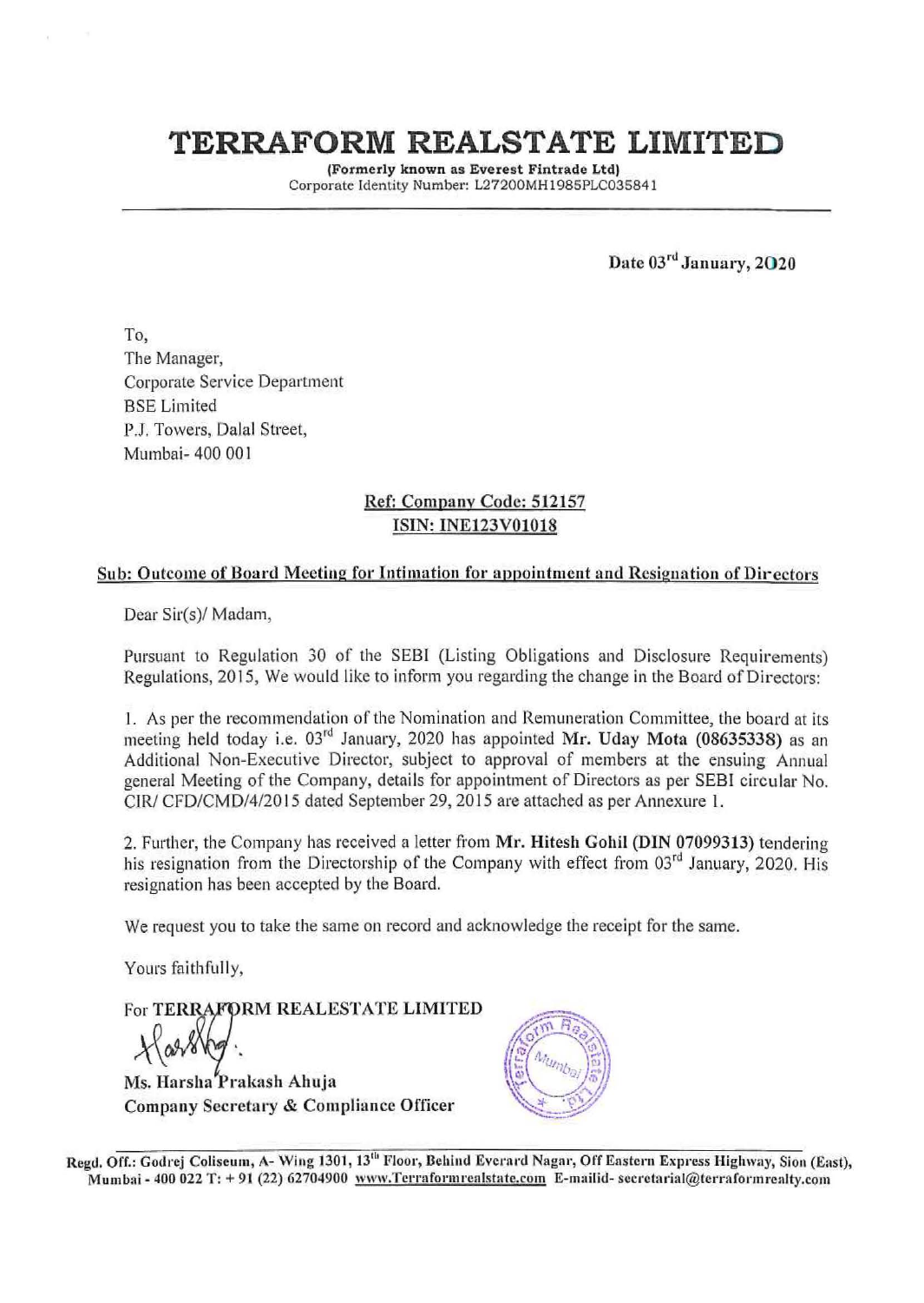# TERRAFORM REALSTATE LIMITED

**(Formerly known as Everest Fintrade Ltd)**
Corporate Identity Number: L27200MH1985PLC035841

**Date 03rd January, 2020**

To,
The Manager,
Corporate Service Department
BSE Limited
P.J. Towers, Dalal Street,
Mumbai- 400 001

**Ref: Company Code: 512157**
**ISIN: INE123V01018**

**Sub: Outcome of Board Meeting for Intimation for appointment and Resignation of Directors**

Dear Sir(s)/ Madam,

Pursuant to Regulation 30 of the SEBI (Listing Obligations and Disclosure Requirements) Regulations, 2015, We would like to inform you regarding the change in the Board of Directors:

1. As per the recommendation of the Nomination and Remuneration Committee, the board at its meeting held today i.e. 03rd January, 2020 has appointed **Mr. Uday Mota (08635338)** as an Additional Non-Executive Director, subject to approval of members at the ensuing Annual general Meeting of the Company, details for appointment of Directors as per SEBI circular No. CIR/ CFD/CMD/4/2015 dated September 29, 2015 are attached as per Annexure 1.

2. Further, the Company has received a letter from **Mr. Hitesh Gohil (DIN 07099313)** tendering his resignation from the Directorship of the Company with effect from 03rd January, 2020. His resignation has been accepted by the Board.

We request you to take the same on record and acknowledge the receipt for the same.

Yours faithfully,

For **TERRAFORM REALESTATE LIMITED**

**Ms. Harsha Prakash Ahuja**
**Company Secretary & Compliance Officer**

Regd. Off.: Godrej Coliseum, A- Wing 1301, 13th Floor, Behind Everard Nagar, Off Eastern Express Highway, Sion (East), Mumbai - 400 022 T: + 91 (22) 62704900 www.Terraformrealstate.com E-mailid- secretarial@terraformrealty.com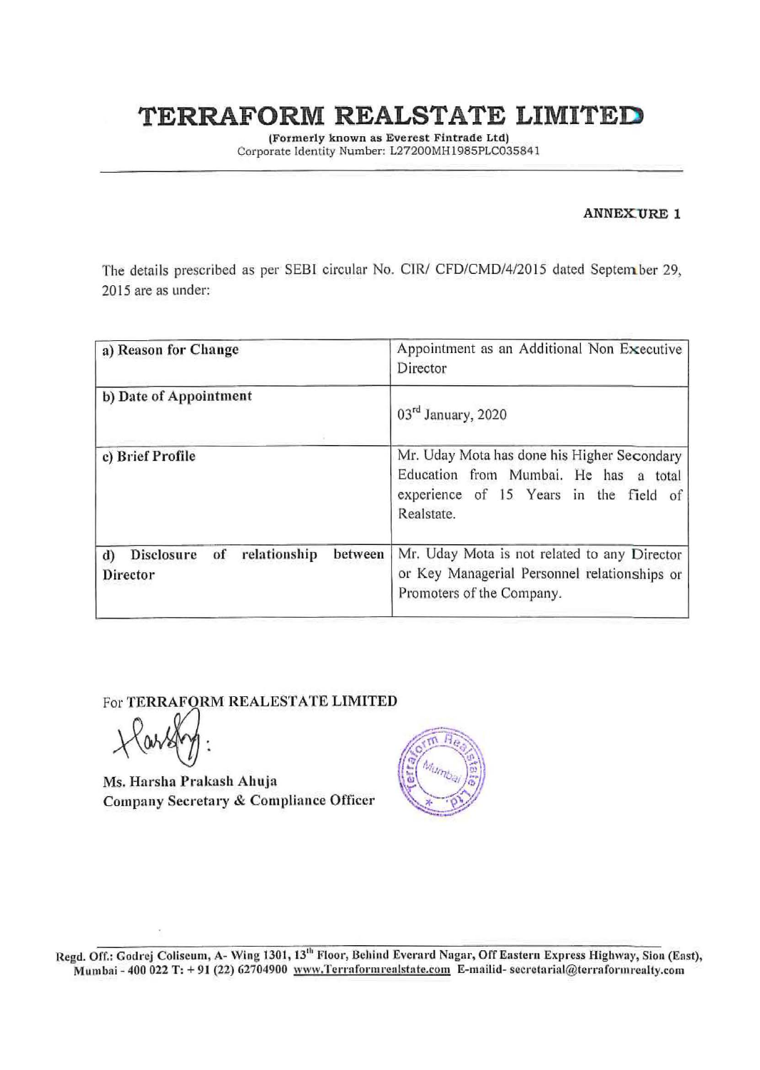# TERRAFORM REALSTATE LIMITED

**(Formerly known as Everest Fintrade Ltd)**
Corporate Identity Number: L27200MH1985PLC035841

**ANNEXURE 1**

The details prescribed as per SEBI circular No. CIR/ CFD/CMD/4/2015 dated September 29, 2015 are as under:

| | |
|---|---|
| **a) Reason for Change** | Appointment as an Additional Non Executive Director |
| **b) Date of Appointment** | 03rd January, 2020 |
| **c) Brief Profile** | Mr. Uday Mota has done his Higher Secondary Education from Mumbai. He has a total experience of 15 Years in the field of Realstate. |
| **d) Disclosure of relationship between Director** | Mr. Uday Mota is not related to any Director or Key Managerial Personnel relationships or Promoters of the Company. |

For TERRAFORM REALESTATE LIMITED

**Ms. Harsha Prakash Ahuja**
**Company Secretary & Compliance Officer**

**Regd. Off.: Godrej Coliseum, A- Wing 1301, 13th Floor, Behind Everard Nagar, Off Eastern Express Highway, Sion (East), Mumbai - 400 022 T: + 91 (22) 62704900 www.Terraformrealstate.com E-mailid- secretarial@terraformrealty.com**